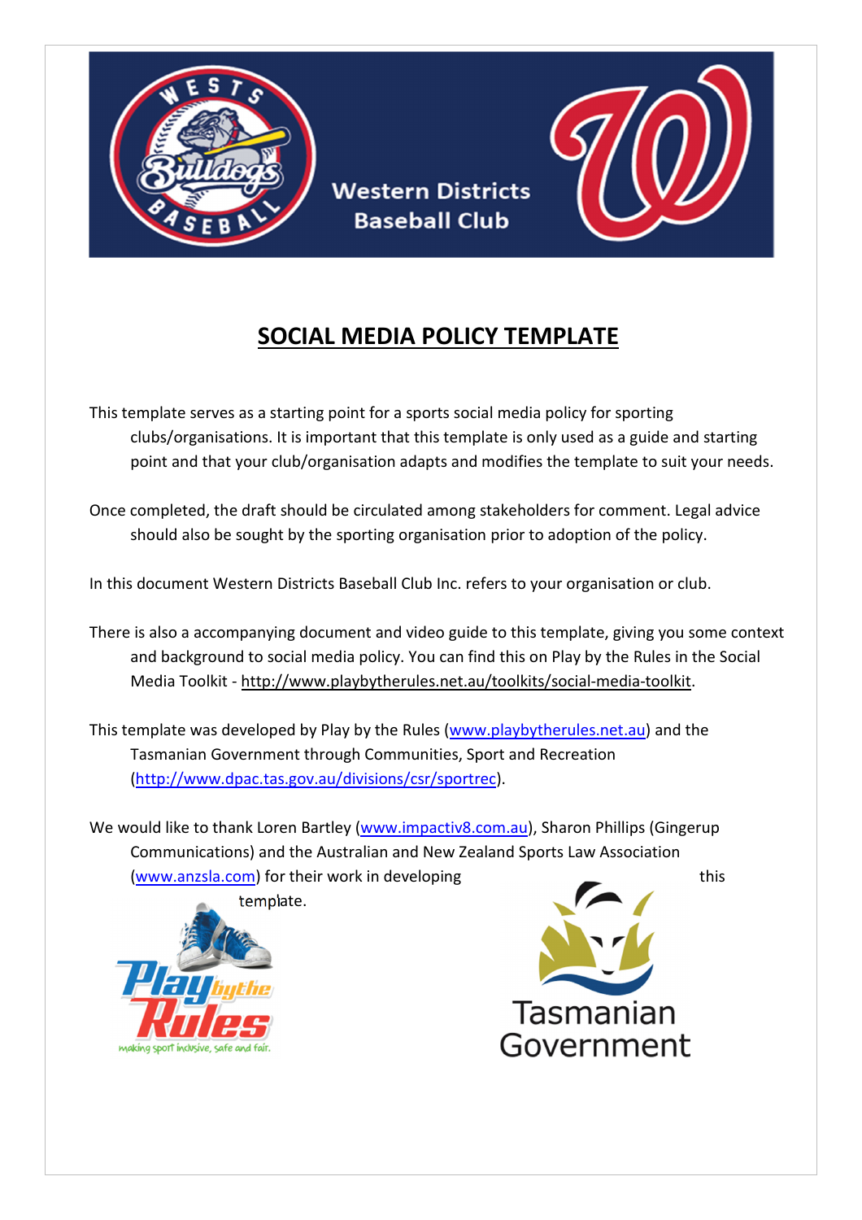Western Districts Baseball Club

# SOCIAL MEDIA POLICY TEMPLATE

This template serves as a starting point for a sports social media policy for sporting clubs/organisations. It is important that this template is only used as a guide and starting point and that your club/organisation adapts and modifies the template to suit your needs.

Once completed, the draft should be circulated among stakeholders for comment. Legal advice should also be sought by the sporting organisation prior to adoption of the policy.

In this document Western Districts Baseball Club Inc. refers to your organisation or club.

There is also a accompanying document and video guide to this template, giving you some context and background to social media policy. You can find this on Play by the Rules in the Social Media Toolkit - http://www.playbytherules.net.au/toolkits/social-media-toolkit.

This template was developed by Play by the Rules (www.playbytherules.net.au) and the Tasmanian Government through Communities, Sport and Recreation (http://www.dpac.tas.gov.au/divisions/csr/sportrec).

We would like to thank Loren Bartley (www.impactiv8.com.au), Sharon Phillips (Gingerup Communications) and the Australian and New Zealand Sports Law Association (www.anzsla.com) for their work in developing this template.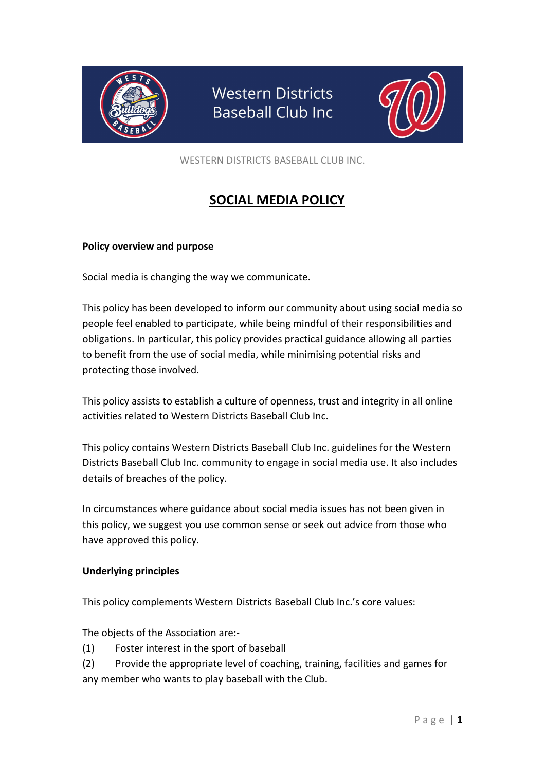Western Districts Baseball Club Inc

WESTERN DISTRICTS BASEBALL CLUB INC.

# SOCIAL MEDIA POLICY

**Policy overview and purpose**

Social media is changing the way we communicate.

This policy has been developed to inform our community about using social media so people feel enabled to participate, while being mindful of their responsibilities and obligations. In particular, this policy provides practical guidance allowing all parties to benefit from the use of social media, while minimising potential risks and protecting those involved.

This policy assists to establish a culture of openness, trust and integrity in all online activities related to Western Districts Baseball Club Inc.

This policy contains Western Districts Baseball Club Inc. guidelines for the Western Districts Baseball Club Inc. community to engage in social media use. It also includes details of breaches of the policy.

In circumstances where guidance about social media issues has not been given in this policy, we suggest you use common sense or seek out advice from those who have approved this policy.

**Underlying principles**

This policy complements Western Districts Baseball Club Inc.'s core values:

The objects of the Association are:-

(1) Foster interest in the sport of baseball

(2) Provide the appropriate level of coaching, training, facilities and games for any member who wants to play baseball with the Club.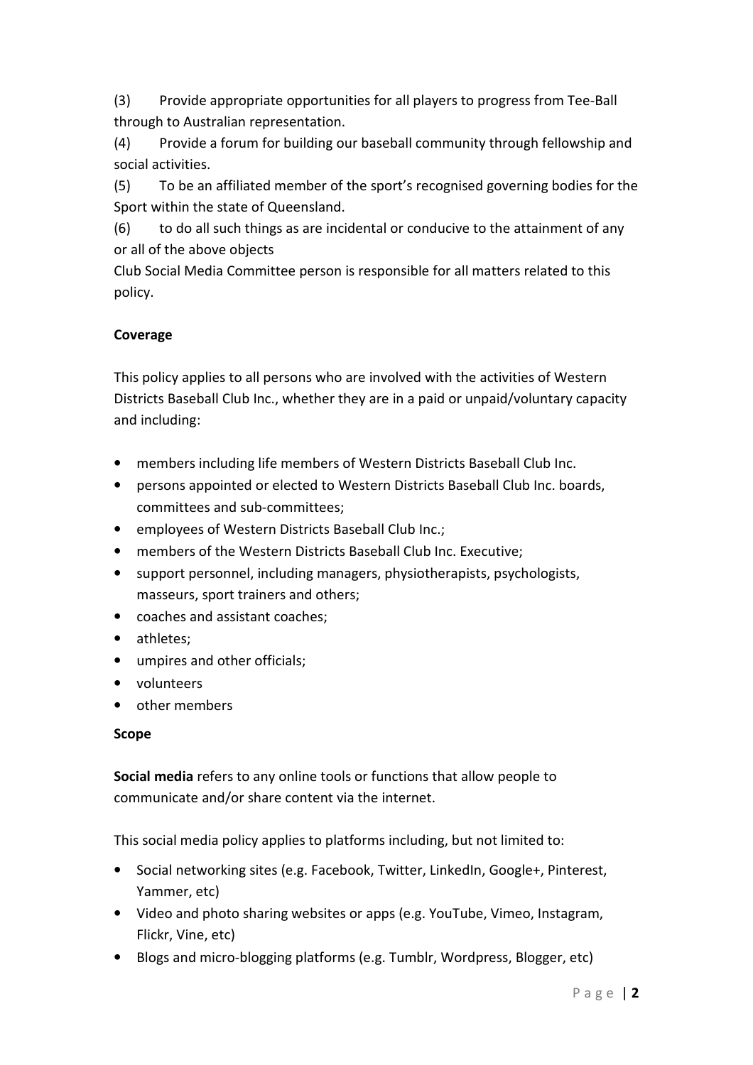(3) Provide appropriate opportunities for all players to progress from Tee-Ball through to Australian representation.

(4) Provide a forum for building our baseball community through fellowship and social activities.

(5) To be an affiliated member of the sport's recognised governing bodies for the Sport within the state of Queensland.

(6) to do all such things as are incidental or conducive to the attainment of any or all of the above objects

Club Social Media Committee person is responsible for all matters related to this policy.

**Coverage**

This policy applies to all persons who are involved with the activities of Western Districts Baseball Club Inc., whether they are in a paid or unpaid/voluntary capacity and including:

- members including life members of Western Districts Baseball Club Inc.
- persons appointed or elected to Western Districts Baseball Club Inc. boards, committees and sub-committees;
- employees of Western Districts Baseball Club Inc.;
- members of the Western Districts Baseball Club Inc. Executive;
- support personnel, including managers, physiotherapists, psychologists, masseurs, sport trainers and others;
- coaches and assistant coaches;
- athletes;
- umpires and other officials;
- volunteers
- other members

**Scope**

**Social media** refers to any online tools or functions that allow people to communicate and/or share content via the internet.

This social media policy applies to platforms including, but not limited to:

- Social networking sites (e.g. Facebook, Twitter, LinkedIn, Google+, Pinterest, Yammer, etc)
- Video and photo sharing websites or apps (e.g. YouTube, Vimeo, Instagram, Flickr, Vine, etc)
- Blogs and micro-blogging platforms (e.g. Tumblr, Wordpress, Blogger, etc)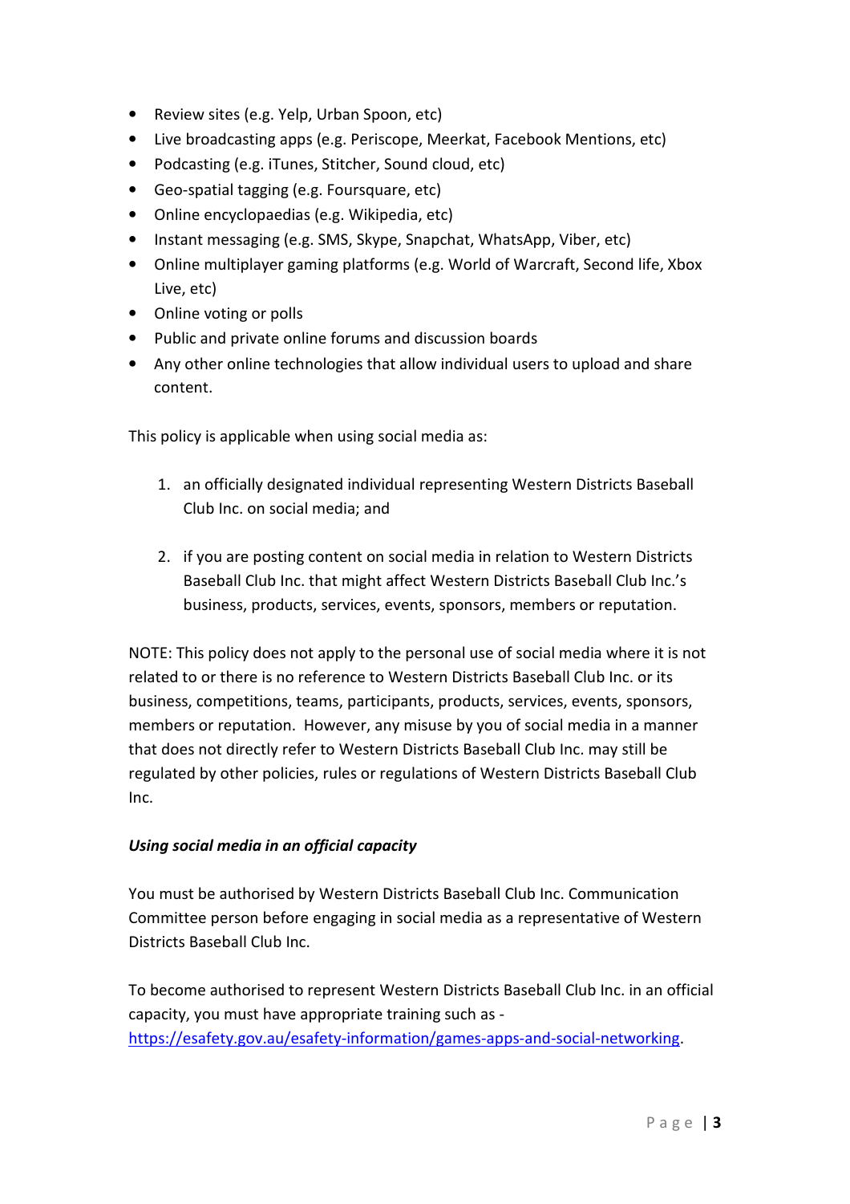- Review sites (e.g. Yelp, Urban Spoon, etc)
- Live broadcasting apps (e.g. Periscope, Meerkat, Facebook Mentions, etc)
- Podcasting (e.g. iTunes, Stitcher, Sound cloud, etc)
- Geo-spatial tagging (e.g. Foursquare, etc)
- Online encyclopaedias (e.g. Wikipedia, etc)
- Instant messaging (e.g. SMS, Skype, Snapchat, WhatsApp, Viber, etc)
- Online multiplayer gaming platforms (e.g. World of Warcraft, Second life, Xbox Live, etc)
- Online voting or polls
- Public and private online forums and discussion boards
- Any other online technologies that allow individual users to upload and share content.

This policy is applicable when using social media as:

1. an officially designated individual representing Western Districts Baseball Club Inc. on social media; and

2. if you are posting content on social media in relation to Western Districts Baseball Club Inc. that might affect Western Districts Baseball Club Inc.'s business, products, services, events, sponsors, members or reputation.

NOTE: This policy does not apply to the personal use of social media where it is not related to or there is no reference to Western Districts Baseball Club Inc. or its business, competitions, teams, participants, products, services, events, sponsors, members or reputation. However, any misuse by you of social media in a manner that does not directly refer to Western Districts Baseball Club Inc. may still be regulated by other policies, rules or regulations of Western Districts Baseball Club Inc.

***Using social media in an official capacity***

You must be authorised by Western Districts Baseball Club Inc. Communication Committee person before engaging in social media as a representative of Western Districts Baseball Club Inc.

To become authorised to represent Western Districts Baseball Club Inc. in an official capacity, you must have appropriate training such as - https://esafety.gov.au/esafety-information/games-apps-and-social-networking.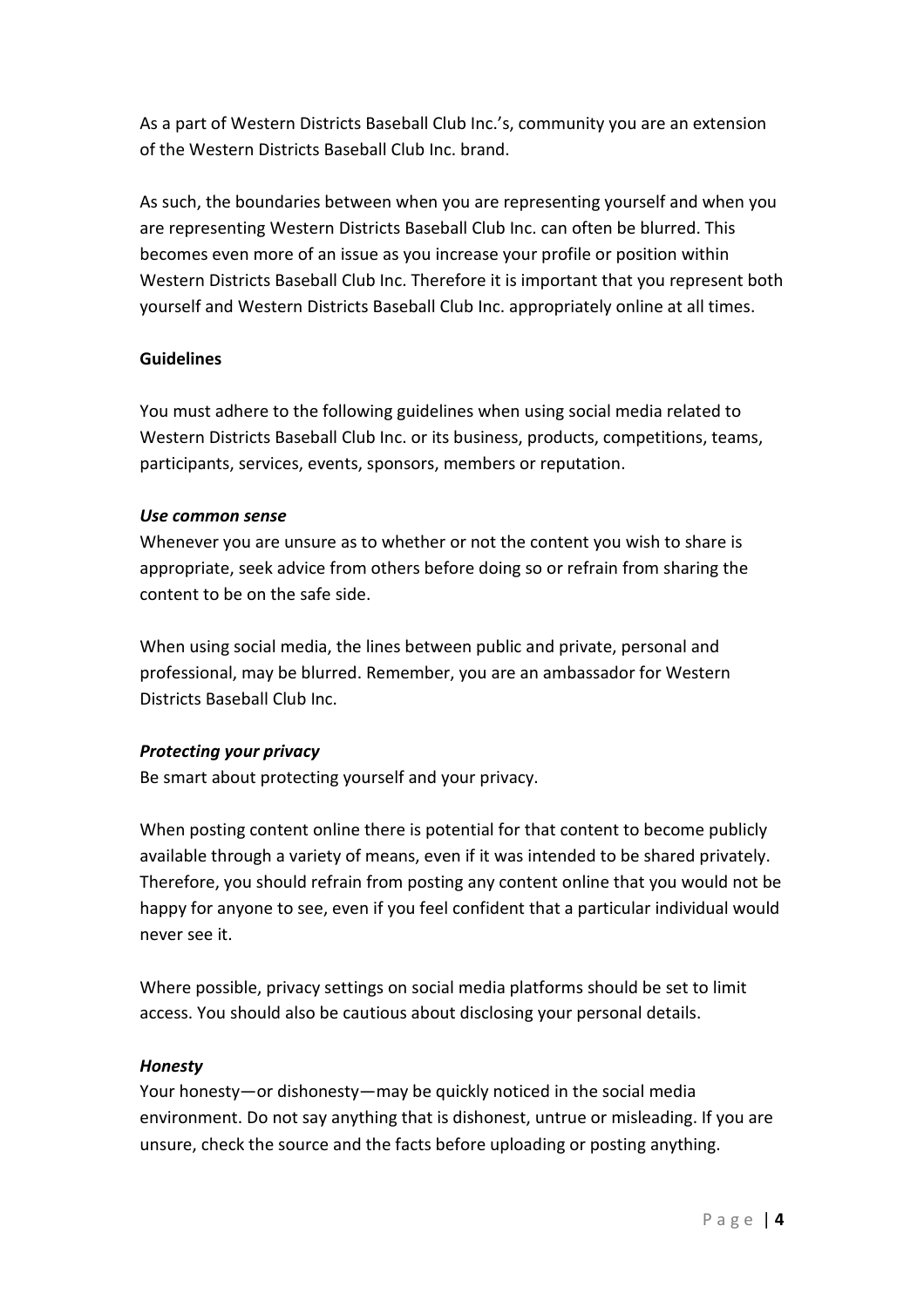As a part of Western Districts Baseball Club Inc.'s, community you are an extension of the Western Districts Baseball Club Inc. brand.

As such, the boundaries between when you are representing yourself and when you are representing Western Districts Baseball Club Inc. can often be blurred. This becomes even more of an issue as you increase your profile or position within Western Districts Baseball Club Inc. Therefore it is important that you represent both yourself and Western Districts Baseball Club Inc. appropriately online at all times.

**Guidelines**

You must adhere to the following guidelines when using social media related to Western Districts Baseball Club Inc. or its business, products, competitions, teams, participants, services, events, sponsors, members or reputation.

***Use common sense***
Whenever you are unsure as to whether or not the content you wish to share is appropriate, seek advice from others before doing so or refrain from sharing the content to be on the safe side.

When using social media, the lines between public and private, personal and professional, may be blurred. Remember, you are an ambassador for Western Districts Baseball Club Inc.

***Protecting your privacy***
Be smart about protecting yourself and your privacy.

When posting content online there is potential for that content to become publicly available through a variety of means, even if it was intended to be shared privately. Therefore, you should refrain from posting any content online that you would not be happy for anyone to see, even if you feel confident that a particular individual would never see it.

Where possible, privacy settings on social media platforms should be set to limit access. You should also be cautious about disclosing your personal details.

***Honesty***
Your honesty—or dishonesty—may be quickly noticed in the social media environment. Do not say anything that is dishonest, untrue or misleading. If you are unsure, check the source and the facts before uploading or posting anything.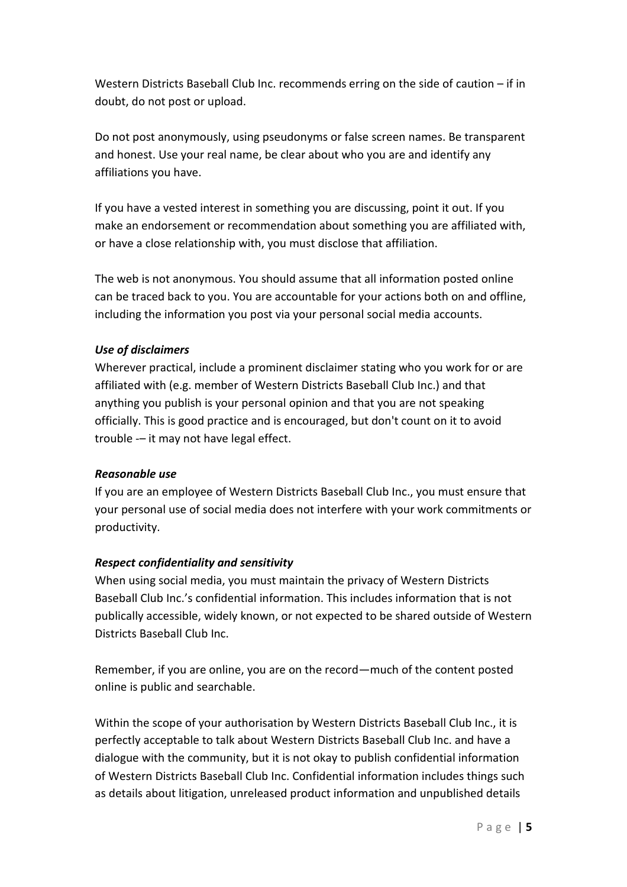Western Districts Baseball Club Inc. recommends erring on the side of caution – if in doubt, do not post or upload.

Do not post anonymously, using pseudonyms or false screen names. Be transparent and honest. Use your real name, be clear about who you are and identify any affiliations you have.

If you have a vested interest in something you are discussing, point it out. If you make an endorsement or recommendation about something you are affiliated with, or have a close relationship with, you must disclose that affiliation.

The web is not anonymous. You should assume that all information posted online can be traced back to you. You are accountable for your actions both on and offline, including the information you post via your personal social media accounts.

***Use of disclaimers***
Wherever practical, include a prominent disclaimer stating who you work for or are affiliated with (e.g. member of Western Districts Baseball Club Inc.) and that anything you publish is your personal opinion and that you are not speaking officially. This is good practice and is encouraged, but don't count on it to avoid trouble -– it may not have legal effect.

***Reasonable use***
If you are an employee of Western Districts Baseball Club Inc., you must ensure that your personal use of social media does not interfere with your work commitments or productivity.

***Respect confidentiality and sensitivity***
When using social media, you must maintain the privacy of Western Districts Baseball Club Inc.'s confidential information. This includes information that is not publically accessible, widely known, or not expected to be shared outside of Western Districts Baseball Club Inc.

Remember, if you are online, you are on the record—much of the content posted online is public and searchable.

Within the scope of your authorisation by Western Districts Baseball Club Inc., it is perfectly acceptable to talk about Western Districts Baseball Club Inc. and have a dialogue with the community, but it is not okay to publish confidential information of Western Districts Baseball Club Inc. Confidential information includes things such as details about litigation, unreleased product information and unpublished details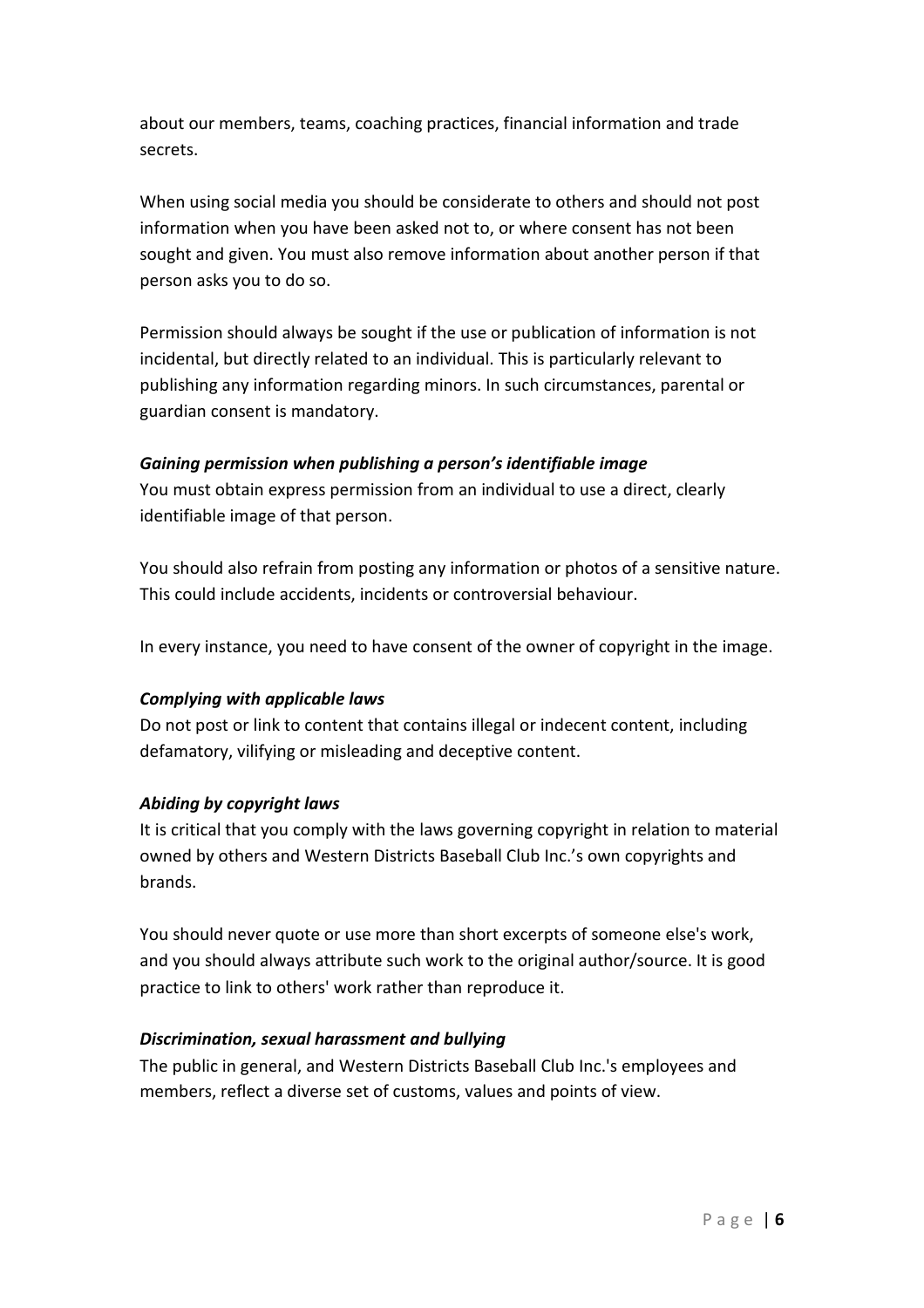about our members, teams, coaching practices, financial information and trade secrets.

When using social media you should be considerate to others and should not post information when you have been asked not to, or where consent has not been sought and given. You must also remove information about another person if that person asks you to do so.

Permission should always be sought if the use or publication of information is not incidental, but directly related to an individual. This is particularly relevant to publishing any information regarding minors. In such circumstances, parental or guardian consent is mandatory.

***Gaining permission when publishing a person's identifiable image***

You must obtain express permission from an individual to use a direct, clearly identifiable image of that person.

You should also refrain from posting any information or photos of a sensitive nature. This could include accidents, incidents or controversial behaviour.

In every instance, you need to have consent of the owner of copyright in the image.

***Complying with applicable laws***

Do not post or link to content that contains illegal or indecent content, including defamatory, vilifying or misleading and deceptive content.

***Abiding by copyright laws***

It is critical that you comply with the laws governing copyright in relation to material owned by others and Western Districts Baseball Club Inc.'s own copyrights and brands.

You should never quote or use more than short excerpts of someone else's work, and you should always attribute such work to the original author/source. It is good practice to link to others' work rather than reproduce it.

***Discrimination, sexual harassment and bullying***

The public in general, and Western Districts Baseball Club Inc.'s employees and members, reflect a diverse set of customs, values and points of view.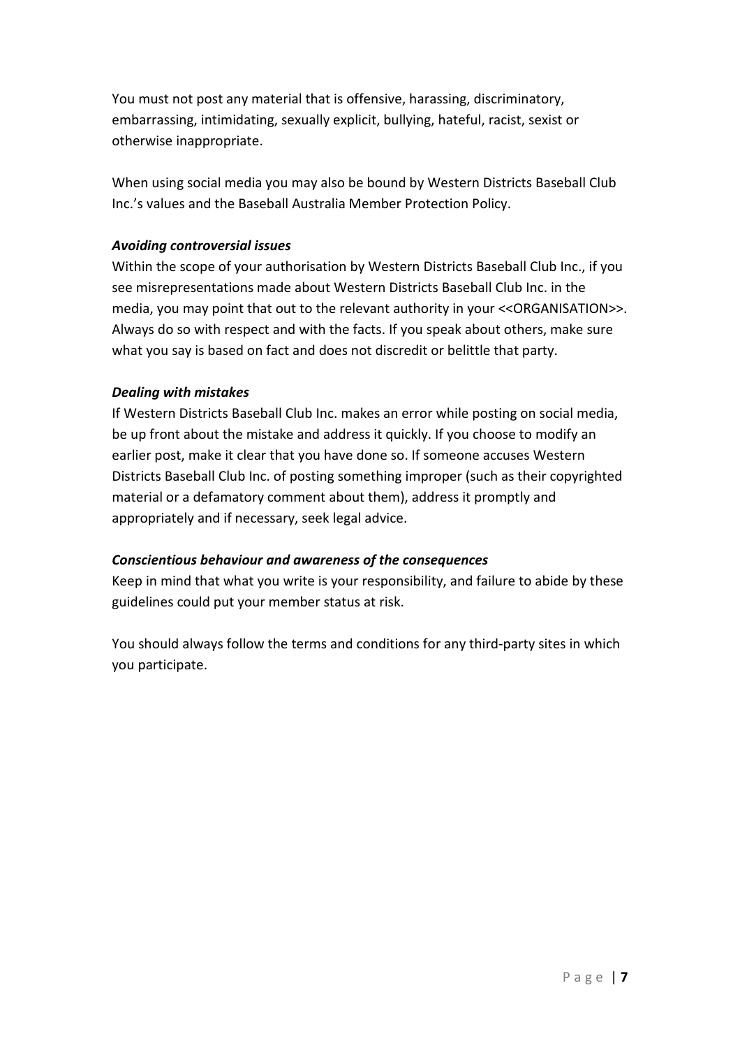You must not post any material that is offensive, harassing, discriminatory, embarrassing, intimidating, sexually explicit, bullying, hateful, racist, sexist or otherwise inappropriate.

When using social media you may also be bound by Western Districts Baseball Club Inc.'s values and the Baseball Australia Member Protection Policy.

***Avoiding controversial issues***

Within the scope of your authorisation by Western Districts Baseball Club Inc., if you see misrepresentations made about Western Districts Baseball Club Inc. in the media, you may point that out to the relevant authority in your <<ORGANISATION>>. Always do so with respect and with the facts. If you speak about others, make sure what you say is based on fact and does not discredit or belittle that party.

***Dealing with mistakes***

If Western Districts Baseball Club Inc. makes an error while posting on social media, be up front about the mistake and address it quickly. If you choose to modify an earlier post, make it clear that you have done so. If someone accuses Western Districts Baseball Club Inc. of posting something improper (such as their copyrighted material or a defamatory comment about them), address it promptly and appropriately and if necessary, seek legal advice.

***Conscientious behaviour and awareness of the consequences***

Keep in mind that what you write is your responsibility, and failure to abide by these guidelines could put your member status at risk.

You should always follow the terms and conditions for any third-party sites in which you participate.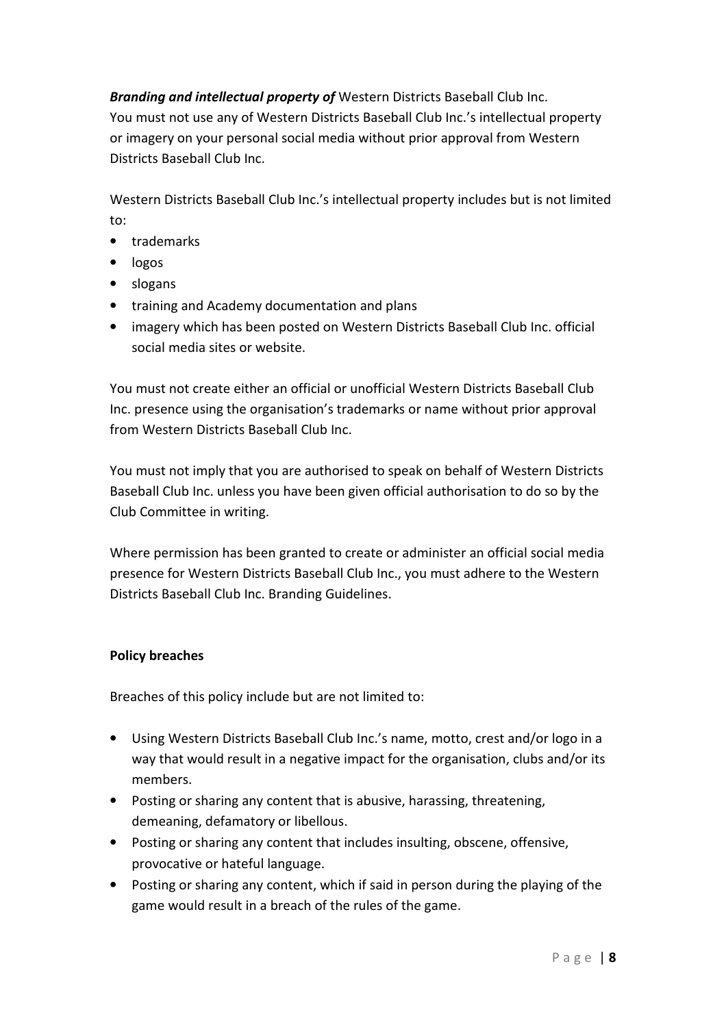***Branding and intellectual property of*** Western Districts Baseball Club Inc.
You must not use any of Western Districts Baseball Club Inc.'s intellectual property or imagery on your personal social media without prior approval from Western Districts Baseball Club Inc.

Western Districts Baseball Club Inc.'s intellectual property includes but is not limited to:

- trademarks
- logos
- slogans
- training and Academy documentation and plans
- imagery which has been posted on Western Districts Baseball Club Inc. official social media sites or website.

You must not create either an official or unofficial Western Districts Baseball Club Inc. presence using the organisation's trademarks or name without prior approval from Western Districts Baseball Club Inc.

You must not imply that you are authorised to speak on behalf of Western Districts Baseball Club Inc. unless you have been given official authorisation to do so by the Club Committee in writing.

Where permission has been granted to create or administer an official social media presence for Western Districts Baseball Club Inc., you must adhere to the Western Districts Baseball Club Inc. Branding Guidelines.

**Policy breaches**

Breaches of this policy include but are not limited to:

- Using Western Districts Baseball Club Inc.'s name, motto, crest and/or logo in a way that would result in a negative impact for the organisation, clubs and/or its members.
- Posting or sharing any content that is abusive, harassing, threatening, demeaning, defamatory or libellous.
- Posting or sharing any content that includes insulting, obscene, offensive, provocative or hateful language.
- Posting or sharing any content, which if said in person during the playing of the game would result in a breach of the rules of the game.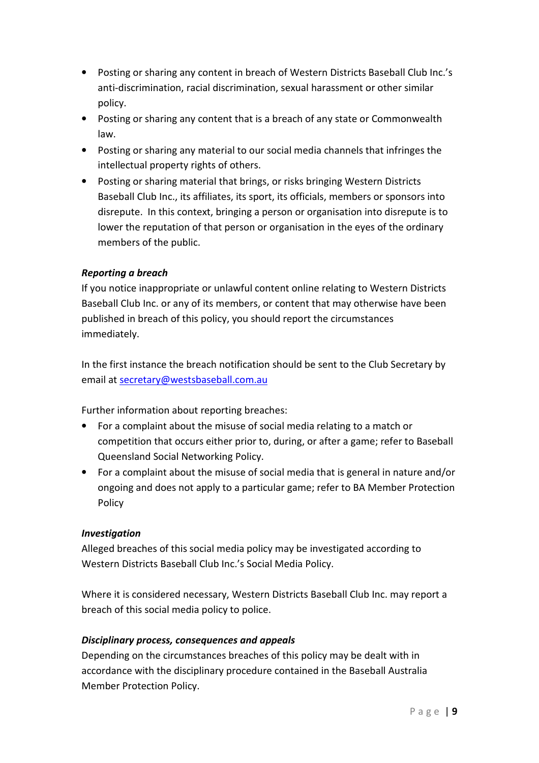- Posting or sharing any content in breach of Western Districts Baseball Club Inc.'s anti-discrimination, racial discrimination, sexual harassment or other similar policy.
- Posting or sharing any content that is a breach of any state or Commonwealth law.
- Posting or sharing any material to our social media channels that infringes the intellectual property rights of others.
- Posting or sharing material that brings, or risks bringing Western Districts Baseball Club Inc., its affiliates, its sport, its officials, members or sponsors into disrepute. In this context, bringing a person or organisation into disrepute is to lower the reputation of that person or organisation in the eyes of the ordinary members of the public.

***Reporting a breach***

If you notice inappropriate or unlawful content online relating to Western Districts Baseball Club Inc. or any of its members, or content that may otherwise have been published in breach of this policy, you should report the circumstances immediately.

In the first instance the breach notification should be sent to the Club Secretary by email at [secretary@westsbaseball.com.au](mailto:secretary@westsbaseball.com.au)

Further information about reporting breaches:

- For a complaint about the misuse of social media relating to a match or competition that occurs either prior to, during, or after a game; refer to Baseball Queensland Social Networking Policy.
- For a complaint about the misuse of social media that is general in nature and/or ongoing and does not apply to a particular game; refer to BA Member Protection Policy

***Investigation***

Alleged breaches of this social media policy may be investigated according to Western Districts Baseball Club Inc.'s Social Media Policy.

Where it is considered necessary, Western Districts Baseball Club Inc. may report a breach of this social media policy to police.

***Disciplinary process, consequences and appeals***

Depending on the circumstances breaches of this policy may be dealt with in accordance with the disciplinary procedure contained in the Baseball Australia Member Protection Policy.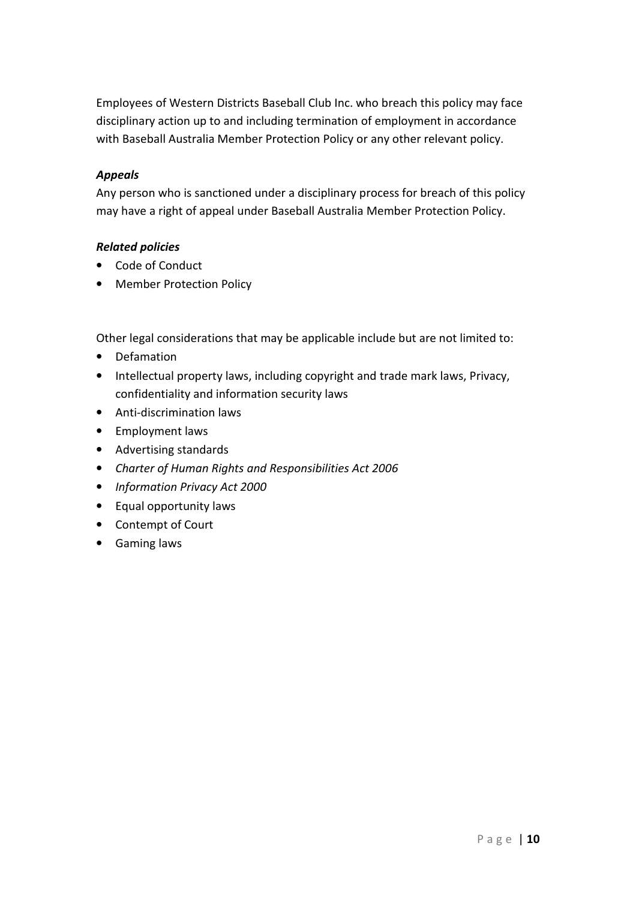Employees of Western Districts Baseball Club Inc. who breach this policy may face disciplinary action up to and including termination of employment in accordance with Baseball Australia Member Protection Policy or any other relevant policy.

***Appeals***

Any person who is sanctioned under a disciplinary process for breach of this policy may have a right of appeal under Baseball Australia Member Protection Policy.

***Related policies***

- Code of Conduct
- Member Protection Policy

Other legal considerations that may be applicable include but are not limited to:

- Defamation
- Intellectual property laws, including copyright and trade mark laws, Privacy, confidentiality and information security laws
- Anti-discrimination laws
- Employment laws
- Advertising standards
- *Charter of Human Rights and Responsibilities Act 2006*
- *Information Privacy Act 2000*
- Equal opportunity laws
- Contempt of Court
- Gaming laws